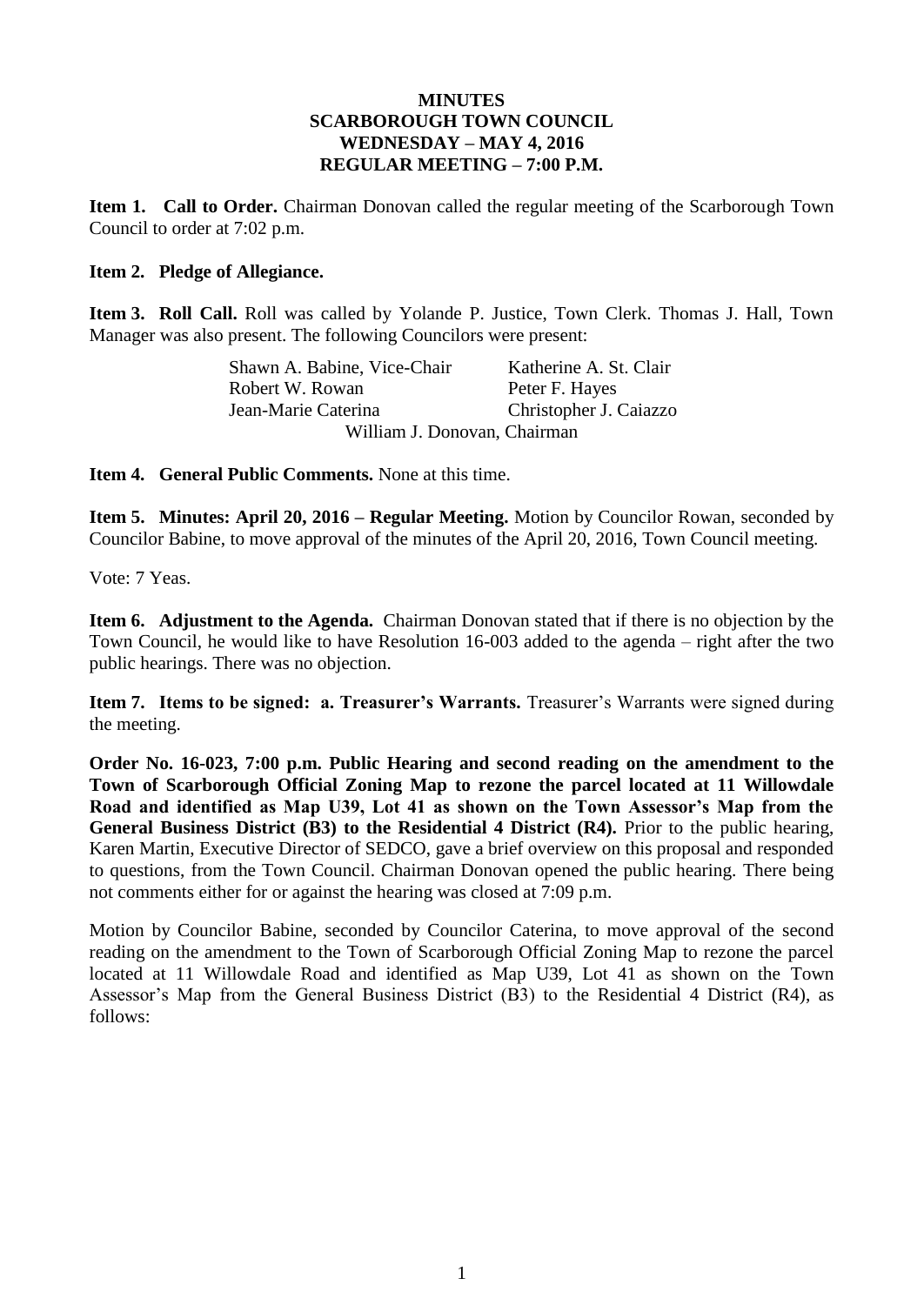**MINUTES**
**SCARBOROUGH TOWN COUNCIL**
**WEDNESDAY – MAY 4, 2016**
**REGULAR MEETING – 7:00 P.M.**

**Item 1. Call to Order.** Chairman Donovan called the regular meeting of the Scarborough Town Council to order at 7:02 p.m.

**Item 2. Pledge of Allegiance.**

**Item 3. Roll Call.** Roll was called by Yolande P. Justice, Town Clerk. Thomas J. Hall, Town Manager was also present. The following Councilors were present:

| | |
|---|---|
| Shawn A. Babine, Vice-Chair | Katherine A. St. Clair |
| Robert W. Rowan | Peter F. Hayes |
| Jean-Marie Caterina | Christopher J. Caiazzo |

William J. Donovan, Chairman

**Item 4. General Public Comments.** None at this time.

**Item 5. Minutes: April 20, 2016 – Regular Meeting.** Motion by Councilor Rowan, seconded by Councilor Babine, to move approval of the minutes of the April 20, 2016, Town Council meeting.

Vote: 7 Yeas.

**Item 6. Adjustment to the Agenda.** Chairman Donovan stated that if there is no objection by the Town Council, he would like to have Resolution 16-003 added to the agenda – right after the two public hearings. There was no objection.

**Item 7. Items to be signed: a. Treasurer's Warrants.** Treasurer's Warrants were signed during the meeting.

**Order No. 16-023, 7:00 p.m. Public Hearing and second reading on the amendment to the Town of Scarborough Official Zoning Map to rezone the parcel located at 11 Willowdale Road and identified as Map U39, Lot 41 as shown on the Town Assessor's Map from the General Business District (B3) to the Residential 4 District (R4).** Prior to the public hearing, Karen Martin, Executive Director of SEDCO, gave a brief overview on this proposal and responded to questions, from the Town Council. Chairman Donovan opened the public hearing. There being not comments either for or against the hearing was closed at 7:09 p.m.

Motion by Councilor Babine, seconded by Councilor Caterina, to move approval of the second reading on the amendment to the Town of Scarborough Official Zoning Map to rezone the parcel located at 11 Willowdale Road and identified as Map U39, Lot 41 as shown on the Town Assessor's Map from the General Business District (B3) to the Residential 4 District (R4), as follows: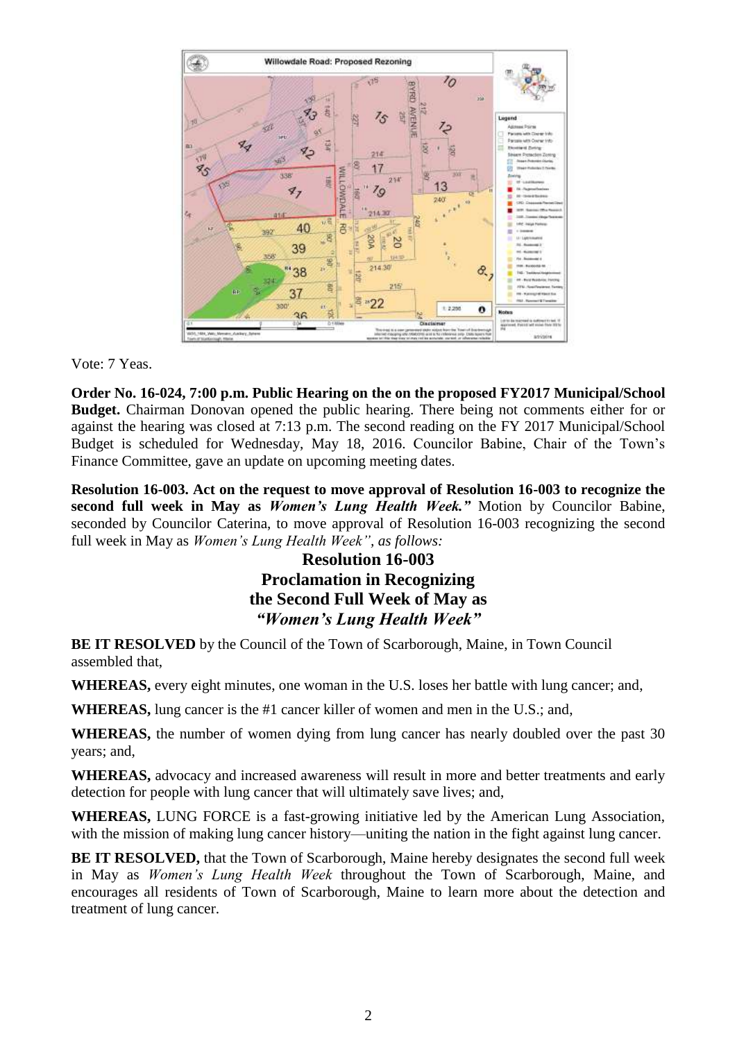Vote: 7 Yeas.

**Order No. 16-024, 7:00 p.m. Public Hearing on the on the proposed FY2017 Municipal/School Budget.** Chairman Donovan opened the public hearing. There being not comments either for or against the hearing was closed at 7:13 p.m. The second reading on the FY 2017 Municipal/School Budget is scheduled for Wednesday, May 18, 2016. Councilor Babine, Chair of the Town's Finance Committee, gave an update on upcoming meeting dates.

**Resolution 16-003. Act on the request to move approval of Resolution 16-003 to recognize the second full week in May as *Women's Lung Health Week."*** Motion by Councilor Babine, seconded by Councilor Caterina, to move approval of Resolution 16-003 recognizing the second full week in May as *Women's Lung Health Week", as follows:*

**Resolution 16-003**
**Proclamation in Recognizing**
**the Second Full Week of May as**
***"Women's Lung Health Week"***

**BE IT RESOLVED** by the Council of the Town of Scarborough, Maine, in Town Council assembled that,

**WHEREAS,** every eight minutes, one woman in the U.S. loses her battle with lung cancer; and,

**WHEREAS,** lung cancer is the #1 cancer killer of women and men in the U.S.; and,

**WHEREAS,** the number of women dying from lung cancer has nearly doubled over the past 30 years; and,

**WHEREAS,** advocacy and increased awareness will result in more and better treatments and early detection for people with lung cancer that will ultimately save lives; and,

**WHEREAS,** LUNG FORCE is a fast-growing initiative led by the American Lung Association, with the mission of making lung cancer history—uniting the nation in the fight against lung cancer.

**BE IT RESOLVED,** that the Town of Scarborough, Maine hereby designates the second full week in May as *Women's Lung Health Week* throughout the Town of Scarborough, Maine, and encourages all residents of Town of Scarborough, Maine to learn more about the detection and treatment of lung cancer.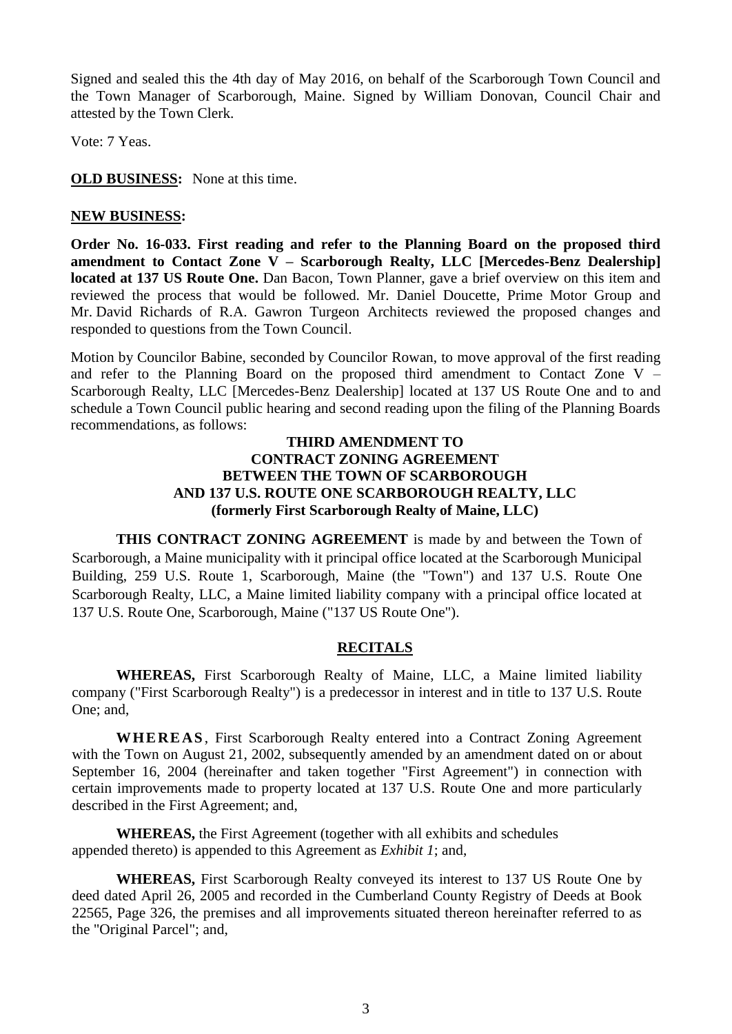Signed and sealed this the 4th day of May 2016, on behalf of the Scarborough Town Council and the Town Manager of Scarborough, Maine. Signed by William Donovan, Council Chair and attested by the Town Clerk.

Vote: 7 Yeas.

**OLD BUSINESS:** None at this time.

**NEW BUSINESS:**

**Order No. 16-033. First reading and refer to the Planning Board on the proposed third amendment to Contact Zone V – Scarborough Realty, LLC [Mercedes-Benz Dealership] located at 137 US Route One.** Dan Bacon, Town Planner, gave a brief overview on this item and reviewed the process that would be followed. Mr. Daniel Doucette, Prime Motor Group and Mr. David Richards of R.A. Gawron Turgeon Architects reviewed the proposed changes and responded to questions from the Town Council.

Motion by Councilor Babine, seconded by Councilor Rowan, to move approval of the first reading and refer to the Planning Board on the proposed third amendment to Contact Zone V – Scarborough Realty, LLC [Mercedes-Benz Dealership] located at 137 US Route One and to and schedule a Town Council public hearing and second reading upon the filing of the Planning Boards recommendations, as follows:

**THIRD AMENDMENT TO**
**CONTRACT ZONING AGREEMENT**
**BETWEEN THE TOWN OF SCARBOROUGH**
**AND 137 U.S. ROUTE ONE SCARBOROUGH REALTY, LLC**
**(formerly First Scarborough Realty of Maine, LLC)**

**THIS CONTRACT ZONING AGREEMENT** is made by and between the Town of Scarborough, a Maine municipality with it principal office located at the Scarborough Municipal Building, 259 U.S. Route 1, Scarborough, Maine (the "Town") and 137 U.S. Route One Scarborough Realty, LLC, a Maine limited liability company with a principal office located at 137 U.S. Route One, Scarborough, Maine ("137 US Route One").

**RECITALS**

**WHEREAS,** First Scarborough Realty of Maine, LLC, a Maine limited liability company ("First Scarborough Realty") is a predecessor in interest and in title to 137 U.S. Route One; and,

**WHEREAS**, First Scarborough Realty entered into a Contract Zoning Agreement with the Town on August 21, 2002, subsequently amended by an amendment dated on or about September 16, 2004 (hereinafter and taken together "First Agreement") in connection with certain improvements made to property located at 137 U.S. Route One and more particularly described in the First Agreement; and,

**WHEREAS,** the First Agreement (together with all exhibits and schedules appended thereto) is appended to this Agreement as *Exhibit 1*; and,

**WHEREAS,** First Scarborough Realty conveyed its interest to 137 US Route One by deed dated April 26, 2005 and recorded in the Cumberland County Registry of Deeds at Book 22565, Page 326, the premises and all improvements situated thereon hereinafter referred to as the "Original Parcel"; and,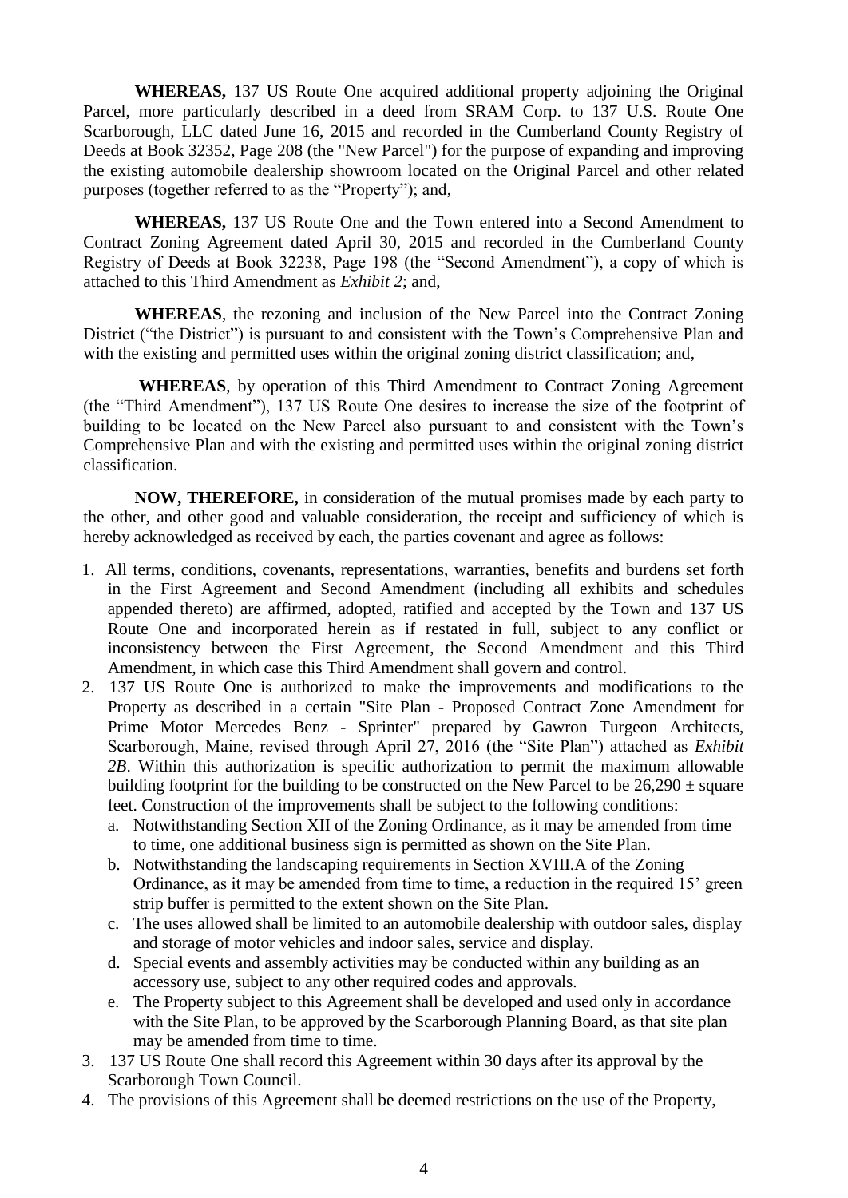**WHEREAS,** 137 US Route One acquired additional property adjoining the Original Parcel, more particularly described in a deed from SRAM Corp. to 137 U.S. Route One Scarborough, LLC dated June 16, 2015 and recorded in the Cumberland County Registry of Deeds at Book 32352, Page 208 (the "New Parcel") for the purpose of expanding and improving the existing automobile dealership showroom located on the Original Parcel and other related purposes (together referred to as the "Property"); and,

**WHEREAS,** 137 US Route One and the Town entered into a Second Amendment to Contract Zoning Agreement dated April 30, 2015 and recorded in the Cumberland County Registry of Deeds at Book 32238, Page 198 (the "Second Amendment"), a copy of which is attached to this Third Amendment as *Exhibit 2*; and,

**WHEREAS**, the rezoning and inclusion of the New Parcel into the Contract Zoning District ("the District") is pursuant to and consistent with the Town's Comprehensive Plan and with the existing and permitted uses within the original zoning district classification; and,

**WHEREAS**, by operation of this Third Amendment to Contract Zoning Agreement (the "Third Amendment"), 137 US Route One desires to increase the size of the footprint of building to be located on the New Parcel also pursuant to and consistent with the Town's Comprehensive Plan and with the existing and permitted uses within the original zoning district classification.

**NOW, THEREFORE,** in consideration of the mutual promises made by each party to the other, and other good and valuable consideration, the receipt and sufficiency of which is hereby acknowledged as received by each, the parties covenant and agree as follows:

1. All terms, conditions, covenants, representations, warranties, benefits and burdens set forth in the First Agreement and Second Amendment (including all exhibits and schedules appended thereto) are affirmed, adopted, ratified and accepted by the Town and 137 US Route One and incorporated herein as if restated in full, subject to any conflict or inconsistency between the First Agreement, the Second Amendment and this Third Amendment, in which case this Third Amendment shall govern and control.
2. 137 US Route One is authorized to make the improvements and modifications to the Property as described in a certain "Site Plan - Proposed Contract Zone Amendment for Prime Motor Mercedes Benz - Sprinter" prepared by Gawron Turgeon Architects, Scarborough, Maine, revised through April 27, 2016 (the "Site Plan") attached as *Exhibit 2B*. Within this authorization is specific authorization to permit the maximum allowable building footprint for the building to be constructed on the New Parcel to be 26,290 ± square feet. Construction of the improvements shall be subject to the following conditions:
   a. Notwithstanding Section XII of the Zoning Ordinance, as it may be amended from time to time, one additional business sign is permitted as shown on the Site Plan.
   b. Notwithstanding the landscaping requirements in Section XVIII.A of the Zoning Ordinance, as it may be amended from time to time, a reduction in the required 15' green strip buffer is permitted to the extent shown on the Site Plan.
   c. The uses allowed shall be limited to an automobile dealership with outdoor sales, display and storage of motor vehicles and indoor sales, service and display.
   d. Special events and assembly activities may be conducted within any building as an accessory use, subject to any other required codes and approvals.
   e. The Property subject to this Agreement shall be developed and used only in accordance with the Site Plan, to be approved by the Scarborough Planning Board, as that site plan may be amended from time to time.
3. 137 US Route One shall record this Agreement within 30 days after its approval by the Scarborough Town Council.
4. The provisions of this Agreement shall be deemed restrictions on the use of the Property,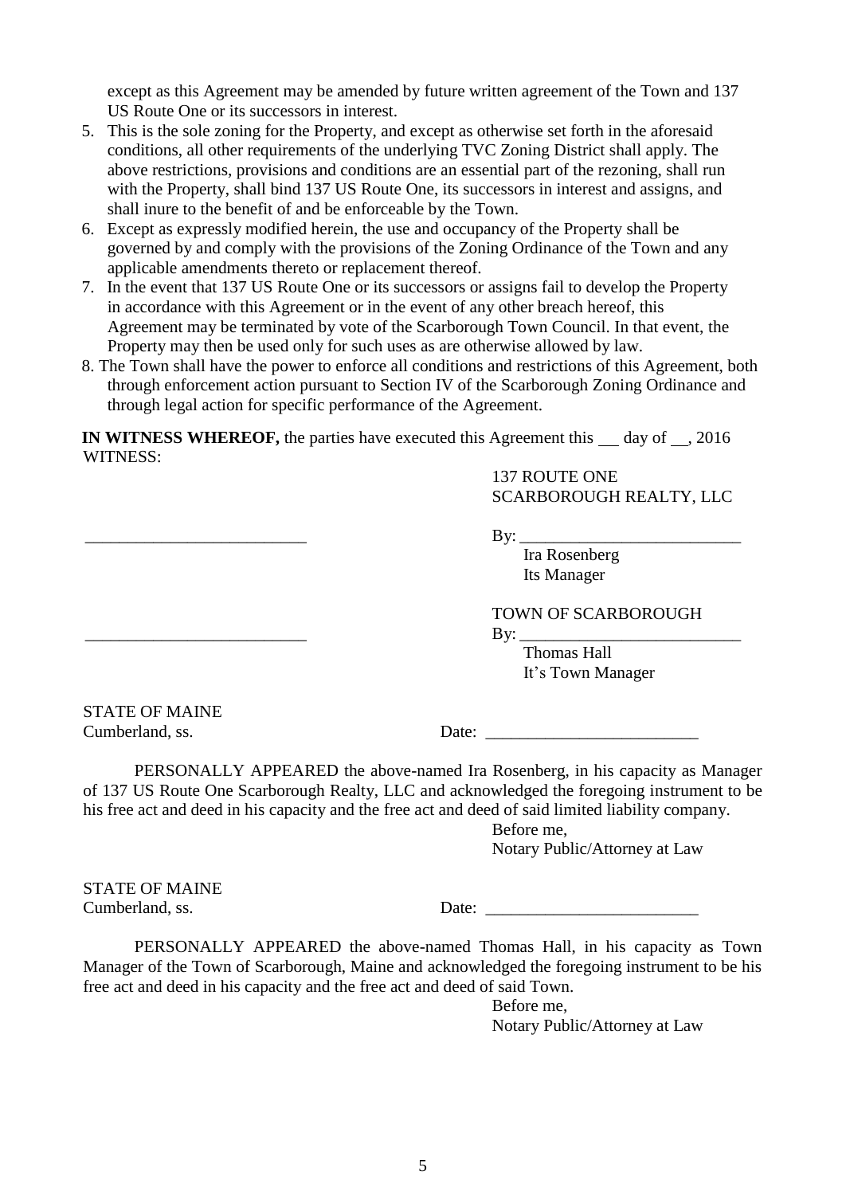except as this Agreement may be amended by future written agreement of the Town and 137 US Route One or its successors in interest.

5. This is the sole zoning for the Property, and except as otherwise set forth in the aforesaid conditions, all other requirements of the underlying TVC Zoning District shall apply. The above restrictions, provisions and conditions are an essential part of the rezoning, shall run with the Property, shall bind 137 US Route One, its successors in interest and assigns, and shall inure to the benefit of and be enforceable by the Town.
6. Except as expressly modified herein, the use and occupancy of the Property shall be governed by and comply with the provisions of the Zoning Ordinance of the Town and any applicable amendments thereto or replacement thereof.
7. In the event that 137 US Route One or its successors or assigns fail to develop the Property in accordance with this Agreement or in the event of any other breach hereof, this Agreement may be terminated by vote of the Scarborough Town Council. In that event, the Property may then be used only for such uses as are otherwise allowed by law.
8. The Town shall have the power to enforce all conditions and restrictions of this Agreement, both through enforcement action pursuant to Section IV of the Scarborough Zoning Ordinance and through legal action for specific performance of the Agreement.

**IN WITNESS WHEREOF,** the parties have executed this Agreement this __ day of __, 2016
WITNESS:

137 ROUTE ONE
SCARBOROUGH REALTY, LLC

_________________________ By: _________________________
Ira Rosenberg
Its Manager

TOWN OF SCARBOROUGH

_________________________ By: _________________________
Thomas Hall
It's Town Manager

STATE OF MAINE
Cumberland, ss. Date: _________________________

PERSONALLY APPEARED the above-named Ira Rosenberg, in his capacity as Manager of 137 US Route One Scarborough Realty, LLC and acknowledged the foregoing instrument to be his free act and deed in his capacity and the free act and deed of said limited liability company.

Before me,
Notary Public/Attorney at Law

STATE OF MAINE
Cumberland, ss. Date: _________________________

PERSONALLY APPEARED the above-named Thomas Hall, in his capacity as Town Manager of the Town of Scarborough, Maine and acknowledged the foregoing instrument to be his free act and deed in his capacity and the free act and deed of said Town.

Before me,
Notary Public/Attorney at Law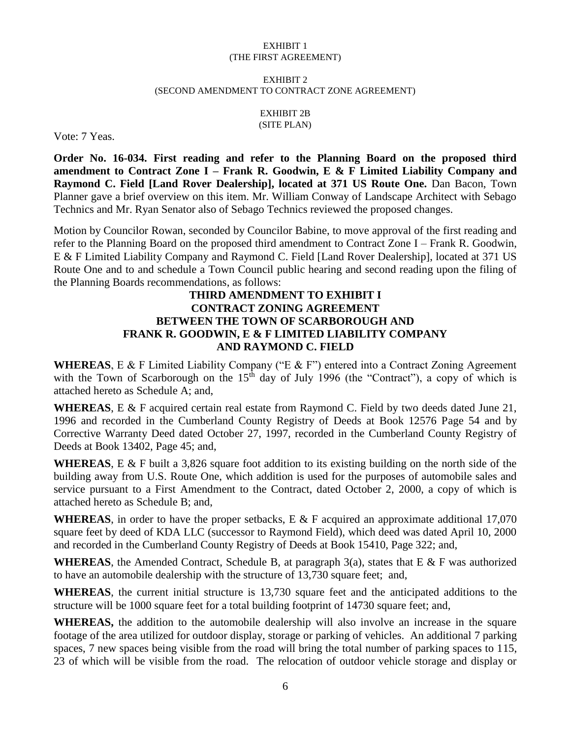EXHIBIT 1
(THE FIRST AGREEMENT)

EXHIBIT 2
(SECOND AMENDMENT TO CONTRACT ZONE AGREEMENT)

EXHIBIT 2B
(SITE PLAN)

Vote: 7 Yeas.

**Order No. 16-034. First reading and refer to the Planning Board on the proposed third amendment to Contract Zone I – Frank R. Goodwin, E & F Limited Liability Company and Raymond C. Field [Land Rover Dealership], located at 371 US Route One.** Dan Bacon, Town Planner gave a brief overview on this item. Mr. William Conway of Landscape Architect with Sebago Technics and Mr. Ryan Senator also of Sebago Technics reviewed the proposed changes.

Motion by Councilor Rowan, seconded by Councilor Babine, to move approval of the first reading and refer to the Planning Board on the proposed third amendment to Contract Zone I – Frank R. Goodwin, E & F Limited Liability Company and Raymond C. Field [Land Rover Dealership], located at 371 US Route One and to and schedule a Town Council public hearing and second reading upon the filing of the Planning Boards recommendations, as follows:

**THIRD AMENDMENT TO EXHIBIT I**
**CONTRACT ZONING AGREEMENT**
**BETWEEN THE TOWN OF SCARBOROUGH AND**
**FRANK R. GOODWIN, E & F LIMITED LIABILITY COMPANY**
**AND RAYMOND C. FIELD**

**WHEREAS**, E & F Limited Liability Company ("E & F") entered into a Contract Zoning Agreement with the Town of Scarborough on the 15th day of July 1996 (the "Contract"), a copy of which is attached hereto as Schedule A; and,

**WHEREAS**, E & F acquired certain real estate from Raymond C. Field by two deeds dated June 21, 1996 and recorded in the Cumberland County Registry of Deeds at Book 12576 Page 54 and by Corrective Warranty Deed dated October 27, 1997, recorded in the Cumberland County Registry of Deeds at Book 13402, Page 45; and,

**WHEREAS**, E & F built a 3,826 square foot addition to its existing building on the north side of the building away from U.S. Route One, which addition is used for the purposes of automobile sales and service pursuant to a First Amendment to the Contract, dated October 2, 2000, a copy of which is attached hereto as Schedule B; and,

**WHEREAS**, in order to have the proper setbacks, E & F acquired an approximate additional 17,070 square feet by deed of KDA LLC (successor to Raymond Field), which deed was dated April 10, 2000 and recorded in the Cumberland County Registry of Deeds at Book 15410, Page 322; and,

**WHEREAS**, the Amended Contract, Schedule B, at paragraph 3(a), states that E & F was authorized to have an automobile dealership with the structure of 13,730 square feet; and,

**WHEREAS**, the current initial structure is 13,730 square feet and the anticipated additions to the structure will be 1000 square feet for a total building footprint of 14730 square feet; and,

**WHEREAS,** the addition to the automobile dealership will also involve an increase in the square footage of the area utilized for outdoor display, storage or parking of vehicles. An additional 7 parking spaces, 7 new spaces being visible from the road will bring the total number of parking spaces to 115, 23 of which will be visible from the road. The relocation of outdoor vehicle storage and display or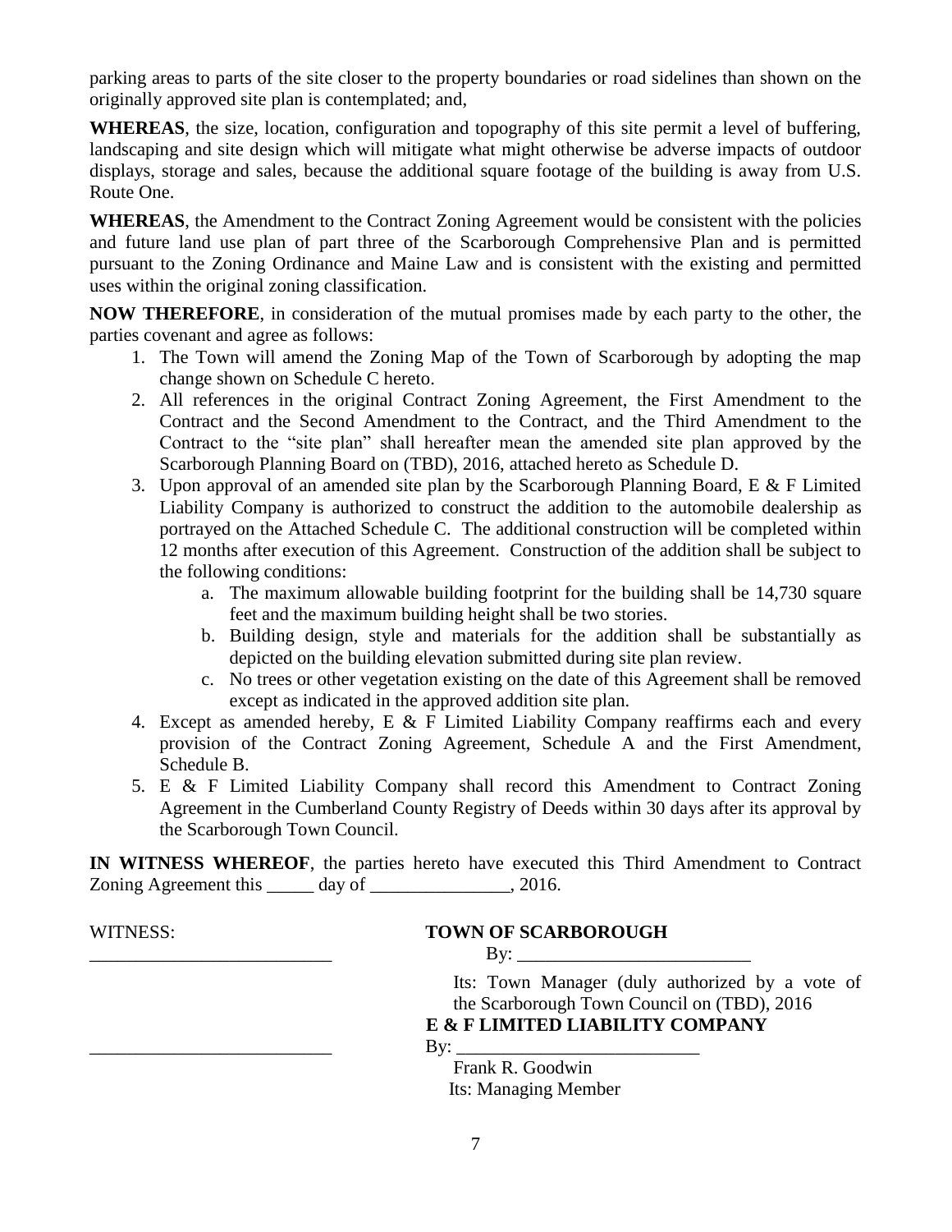parking areas to parts of the site closer to the property boundaries or road sidelines than shown on the originally approved site plan is contemplated; and,

**WHEREAS**, the size, location, configuration and topography of this site permit a level of buffering, landscaping and site design which will mitigate what might otherwise be adverse impacts of outdoor displays, storage and sales, because the additional square footage of the building is away from U.S. Route One.

**WHEREAS**, the Amendment to the Contract Zoning Agreement would be consistent with the policies and future land use plan of part three of the Scarborough Comprehensive Plan and is permitted pursuant to the Zoning Ordinance and Maine Law and is consistent with the existing and permitted uses within the original zoning classification.

**NOW THEREFORE**, in consideration of the mutual promises made by each party to the other, the parties covenant and agree as follows:

1. The Town will amend the Zoning Map of the Town of Scarborough by adopting the map change shown on Schedule C hereto.
2. All references in the original Contract Zoning Agreement, the First Amendment to the Contract and the Second Amendment to the Contract, and the Third Amendment to the Contract to the "site plan" shall hereafter mean the amended site plan approved by the Scarborough Planning Board on (TBD), 2016, attached hereto as Schedule D.
3. Upon approval of an amended site plan by the Scarborough Planning Board, E & F Limited Liability Company is authorized to construct the addition to the automobile dealership as portrayed on the Attached Schedule C. The additional construction will be completed within 12 months after execution of this Agreement. Construction of the addition shall be subject to the following conditions:
   a. The maximum allowable building footprint for the building shall be 14,730 square feet and the maximum building height shall be two stories.
   b. Building design, style and materials for the addition shall be substantially as depicted on the building elevation submitted during site plan review.
   c. No trees or other vegetation existing on the date of this Agreement shall be removed except as indicated in the approved addition site plan.
4. Except as amended hereby, E & F Limited Liability Company reaffirms each and every provision of the Contract Zoning Agreement, Schedule A and the First Amendment, Schedule B.
5. E & F Limited Liability Company shall record this Amendment to Contract Zoning Agreement in the Cumberland County Registry of Deeds within 30 days after its approval by the Scarborough Town Council.

**IN WITNESS WHEREOF**, the parties hereto have executed this Third Amendment to Contract Zoning Agreement this _____ day of _______________, 2016.

WITNESS:

__________________________

**TOWN OF SCARBOROUGH**

By: _________________________

Its: Town Manager (duly authorized by a vote of the Scarborough Town Council on (TBD), 2016

__________________________

**E & F LIMITED LIABILITY COMPANY**

By: __________________________

Frank R. Goodwin

Its: Managing Member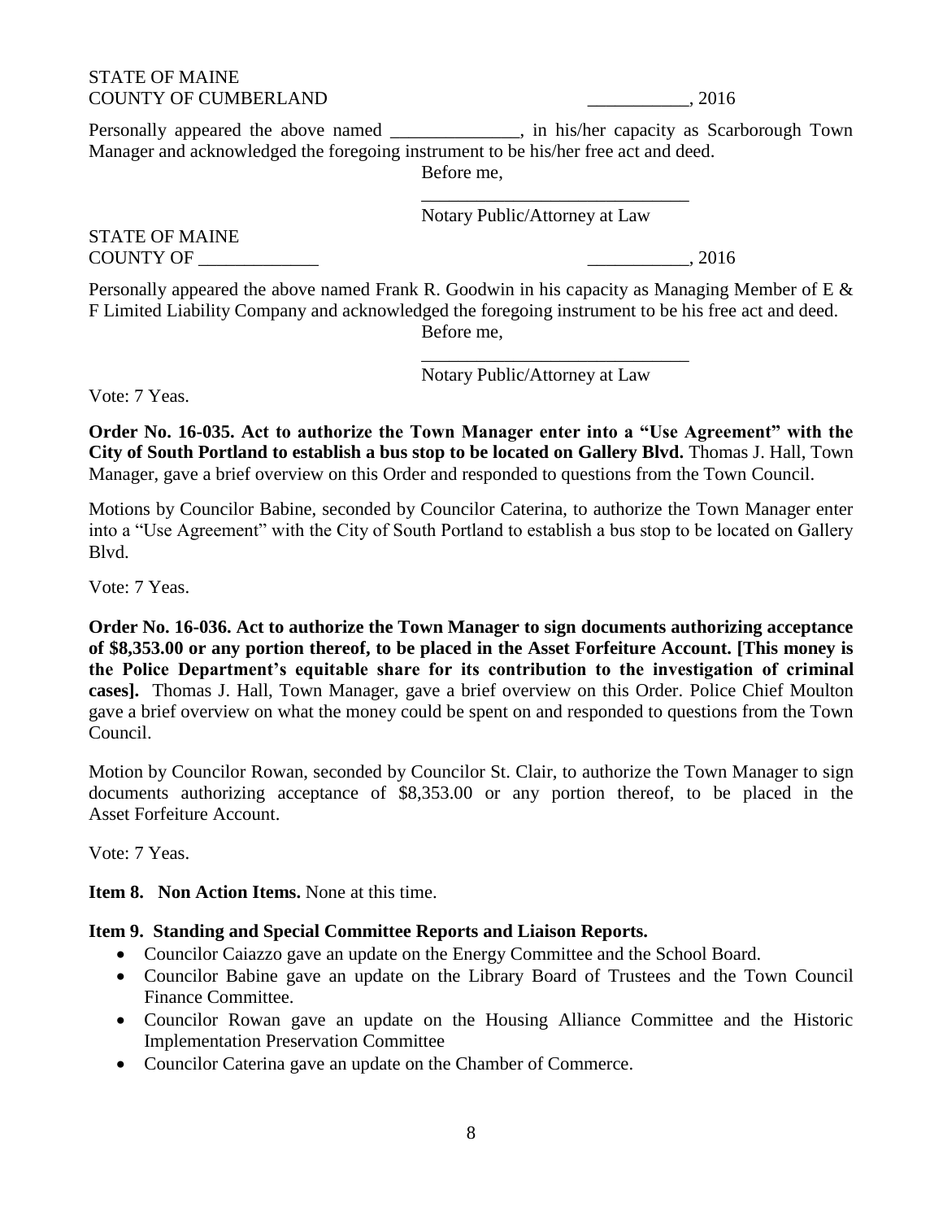STATE OF MAINE
COUNTY OF CUMBERLAND ___________, 2016

Personally appeared the above named ______________, in his/her capacity as Scarborough Town Manager and acknowledged the foregoing instrument to be his/her free act and deed.

Before me,

_____________________________
Notary Public/Attorney at Law

STATE OF MAINE
COUNTY OF _____________ ___________, 2016

Personally appeared the above named Frank R. Goodwin in his capacity as Managing Member of E & F Limited Liability Company and acknowledged the foregoing instrument to be his free act and deed.

Before me,

_____________________________
Notary Public/Attorney at Law

Vote: 7 Yeas.

**Order No. 16-035. Act to authorize the Town Manager enter into a "Use Agreement" with the City of South Portland to establish a bus stop to be located on Gallery Blvd.** Thomas J. Hall, Town Manager, gave a brief overview on this Order and responded to questions from the Town Council.

Motions by Councilor Babine, seconded by Councilor Caterina, to authorize the Town Manager enter into a "Use Agreement" with the City of South Portland to establish a bus stop to be located on Gallery Blvd.

Vote: 7 Yeas.

**Order No. 16-036. Act to authorize the Town Manager to sign documents authorizing acceptance of $8,353.00 or any portion thereof, to be placed in the Asset Forfeiture Account. [This money is the Police Department's equitable share for its contribution to the investigation of criminal cases].** Thomas J. Hall, Town Manager, gave a brief overview on this Order. Police Chief Moulton gave a brief overview on what the money could be spent on and responded to questions from the Town Council.

Motion by Councilor Rowan, seconded by Councilor St. Clair, to authorize the Town Manager to sign documents authorizing acceptance of $8,353.00 or any portion thereof, to be placed in the Asset Forfeiture Account.

Vote: 7 Yeas.

**Item 8. Non Action Items.** None at this time.

**Item 9. Standing and Special Committee Reports and Liaison Reports.**

- Councilor Caiazzo gave an update on the Energy Committee and the School Board.
- Councilor Babine gave an update on the Library Board of Trustees and the Town Council Finance Committee.
- Councilor Rowan gave an update on the Housing Alliance Committee and the Historic Implementation Preservation Committee
- Councilor Caterina gave an update on the Chamber of Commerce.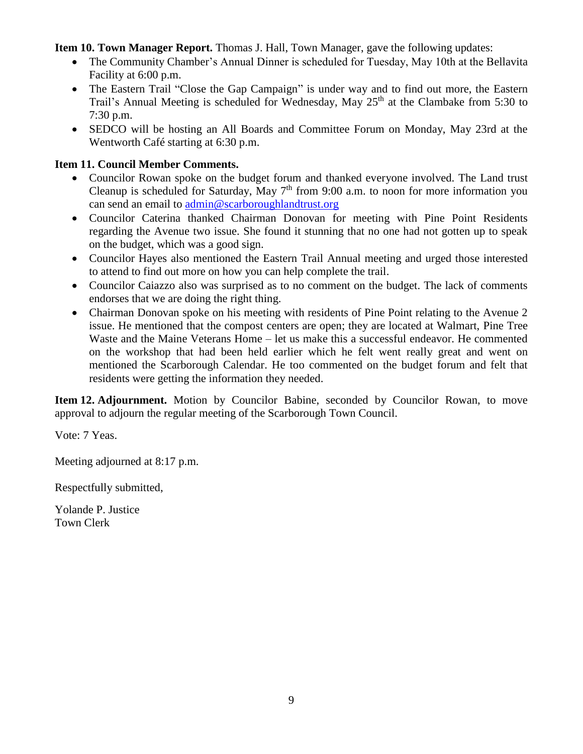**Item 10. Town Manager Report.** Thomas J. Hall, Town Manager, gave the following updates:

- The Community Chamber's Annual Dinner is scheduled for Tuesday, May 10th at the Bellavita Facility at 6:00 p.m.
- The Eastern Trail "Close the Gap Campaign" is under way and to find out more, the Eastern Trail's Annual Meeting is scheduled for Wednesday, May 25th at the Clambake from 5:30 to 7:30 p.m.
- SEDCO will be hosting an All Boards and Committee Forum on Monday, May 23rd at the Wentworth Café starting at 6:30 p.m.

**Item 11. Council Member Comments.**

- Councilor Rowan spoke on the budget forum and thanked everyone involved. The Land trust Cleanup is scheduled for Saturday, May 7th from 9:00 a.m. to noon for more information you can send an email to admin@scarboroughlandtrust.org
- Councilor Caterina thanked Chairman Donovan for meeting with Pine Point Residents regarding the Avenue two issue. She found it stunning that no one had not gotten up to speak on the budget, which was a good sign.
- Councilor Hayes also mentioned the Eastern Trail Annual meeting and urged those interested to attend to find out more on how you can help complete the trail.
- Councilor Caiazzo also was surprised as to no comment on the budget. The lack of comments endorses that we are doing the right thing.
- Chairman Donovan spoke on his meeting with residents of Pine Point relating to the Avenue 2 issue. He mentioned that the compost centers are open; they are located at Walmart, Pine Tree Waste and the Maine Veterans Home – let us make this a successful endeavor. He commented on the workshop that had been held earlier which he felt went really great and went on mentioned the Scarborough Calendar. He too commented on the budget forum and felt that residents were getting the information they needed.

**Item 12. Adjournment.** Motion by Councilor Babine, seconded by Councilor Rowan, to move approval to adjourn the regular meeting of the Scarborough Town Council.

Vote: 7 Yeas.

Meeting adjourned at 8:17 p.m.

Respectfully submitted,

Yolande P. Justice
Town Clerk